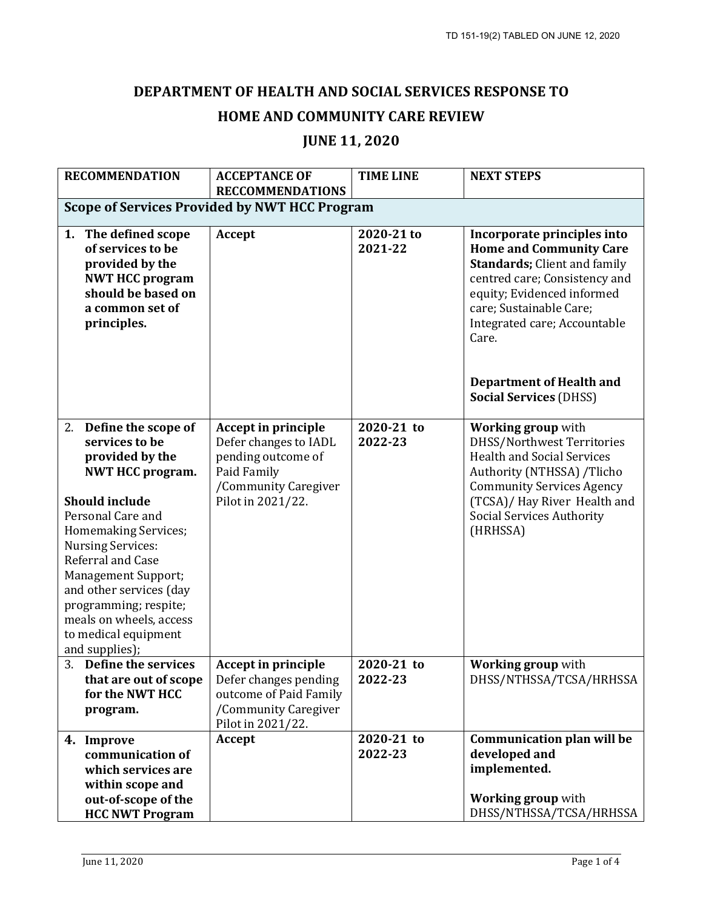TD 151-19(2) TABLED ON JUNE 12, 2020

# DEPARTMENT OF HEALTH AND SOCIAL SERVICES RESPONSE TO HOME AND COMMUNITY CARE REVIEW

## JUNE 11, 2020

| RECOMMENDATION | ACCEPTANCE OF RECCOMMENDATIONS | TIME LINE | NEXT STEPS |
|---|---|---|---|
| **Scope of Services Provided by NWT HCC Program** | | | |
| **1. The defined scope of services to be provided by the NWT HCC program should be based on a common set of principles.** | **Accept** | **2020-21 to 2021-22** | **Incorporate principles into Home and Community Care Standards;** Client and family centred care; Consistency and equity; Evidenced informed care; Sustainable Care; Integrated care; Accountable Care. **Department of Health and Social Services** (DHSS) |
| 2. **Define the scope of services to be provided by the NWT HCC program.** **Should include** Personal Care and Homemaking Services; Nursing Services: Referral and Case Management Support; and other services (day programming; respite; meals on wheels, access to medical equipment and supplies); | **Accept in principle** Defer changes to IADL pending outcome of Paid Family /Community Caregiver Pilot in 2021/22. | **2020-21 to 2022-23** | **Working group** with DHSS/Northwest Territories Health and Social Services Authority (NTHSSA) /Tlicho Community Services Agency (TCSA)/ Hay River Health and Social Services Authority (HRHSSA) |
| 3. **Define the services that are out of scope for the NWT HCC program.** | **Accept in principle** Defer changes pending outcome of Paid Family /Community Caregiver Pilot in 2021/22. | **2020-21 to 2022-23** | **Working group** with DHSS/NTHSSA/TCSA/HRHSSA |
| **4. Improve communication of which services are within scope and out-of-scope of the HCC NWT Program** | **Accept** | **2020-21 to 2022-23** | **Communication plan will be developed and implemented.** **Working group** with DHSS/NTHSSA/TCSA/HRHSSA |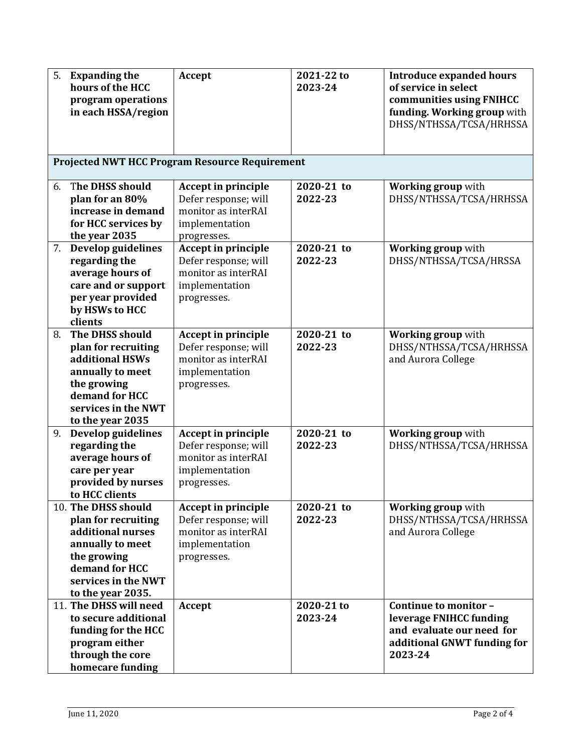| | | | |
|---|---|---|---|
| 5. **Expanding the hours of the HCC program operations in each HSSA/region** | **Accept** | **2021-22 to 2023-24** | **Introduce expanded hours of service in select communities using FNIHCC funding. Working group** with DHSS/NTHSSA/TCSA/HRHSSA |
| **Projected NWT HCC Program Resource Requirement** | | | |
| 6. **The DHSS should plan for an 80% increase in demand for HCC services by the year 2035** | **Accept in principle** Defer response; will monitor as interRAI implementation progresses. | **2020-21 to 2022-23** | **Working group** with DHSS/NTHSSA/TCSA/HRHSSA |
| 7. **Develop guidelines regarding the average hours of care and or support per year provided by HSWs to HCC clients** | **Accept in principle** Defer response; will monitor as interRAI implementation progresses. | **2020-21 to 2022-23** | **Working group** with DHSS/NTHSSA/TCSA/HRSSA |
| 8. **The DHSS should plan for recruiting additional HSWs annually to meet the growing demand for HCC services in the NWT to the year 2035** | **Accept in principle** Defer response; will monitor as interRAI implementation progresses. | **2020-21 to 2022-23** | **Working group** with DHSS/NTHSSA/TCSA/HRHSSA and Aurora College |
| 9. **Develop guidelines regarding the average hours of care per year provided by nurses to HCC clients** | **Accept in principle** Defer response; will monitor as interRAI implementation progresses. | **2020-21 to 2022-23** | **Working group** with DHSS/NTHSSA/TCSA/HRHSSA |
| 10. **The DHSS should plan for recruiting additional nurses annually to meet the growing demand for HCC services in the NWT to the year 2035.** | **Accept in principle** Defer response; will monitor as interRAI implementation progresses. | **2020-21 to 2022-23** | **Working group** with DHSS/NTHSSA/TCSA/HRHSSA and Aurora College |
| 11. **The DHSS will need to secure additional funding for the HCC program either through the core homecare funding** | **Accept** | **2020-21 to 2023-24** | **Continue to monitor – leverage FNIHCC funding and evaluate our need for additional GNWT funding for 2023-24** |

June 11, 2020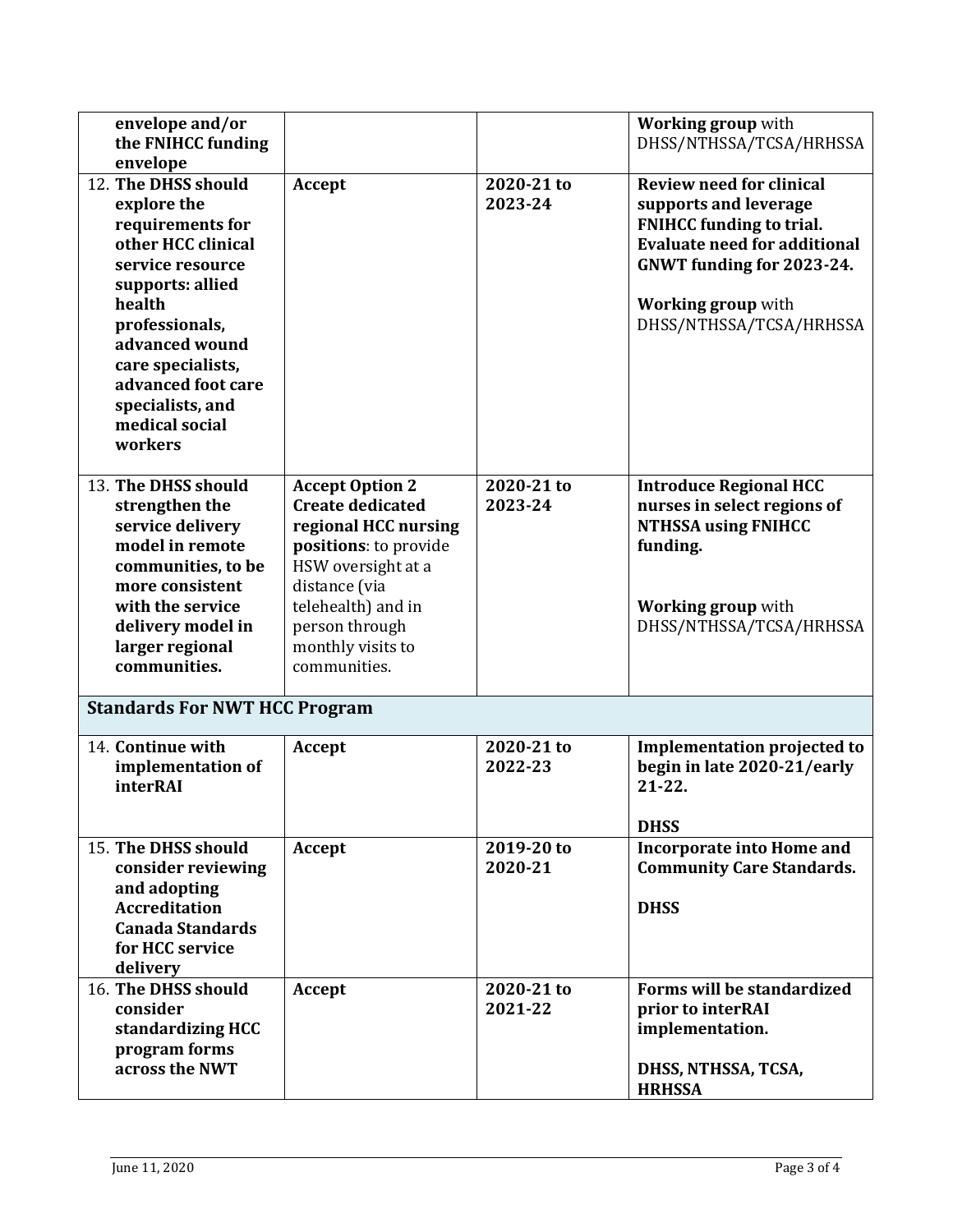| | | | |
|---|---|---|---|
| **envelope and/or the FNIHCC funding envelope** | | | **Working group** with DHSS/NTHSSA/TCSA/HRHSSA |
| 12. **The DHSS should explore the requirements for other HCC clinical service resource supports: allied health professionals, advanced wound care specialists, advanced foot care specialists, and medical social workers** | **Accept** | **2020-21 to 2023-24** | **Review need for clinical supports and leverage FNIHCC funding to trial. Evaluate need for additional GNWT funding for 2023-24.**<br><br>**Working group** with DHSS/NTHSSA/TCSA/HRHSSA |
| 13. **The DHSS should strengthen the service delivery model in remote communities, to be more consistent with the service delivery model in larger regional communities.** | **Accept Option 2 Create dedicated regional HCC nursing positions**: to provide HSW oversight at a distance (via telehealth) and in person through monthly visits to communities. | **2020-21 to 2023-24** | **Introduce Regional HCC nurses in select regions of NTHSSA using FNIHCC funding.**<br><br>**Working group** with DHSS/NTHSSA/TCSA/HRHSSA |
| **Standards For NWT HCC Program** | | | |
| 14. **Continue with implementation of interRAI** | **Accept** | **2020-21 to 2022-23** | **Implementation projected to begin in late 2020-21/early 21-22.**<br><br>**DHSS** |
| 15. **The DHSS should consider reviewing and adopting Accreditation Canada Standards for HCC service delivery** | **Accept** | **2019-20 to 2020-21** | **Incorporate into Home and Community Care Standards.**<br><br>**DHSS** |
| 16. **The DHSS should consider standardizing HCC program forms across the NWT** | **Accept** | **2020-21 to 2021-22** | **Forms will be standardized prior to interRAI implementation.**<br><br>**DHSS, NTHSSA, TCSA, HRHSSA** |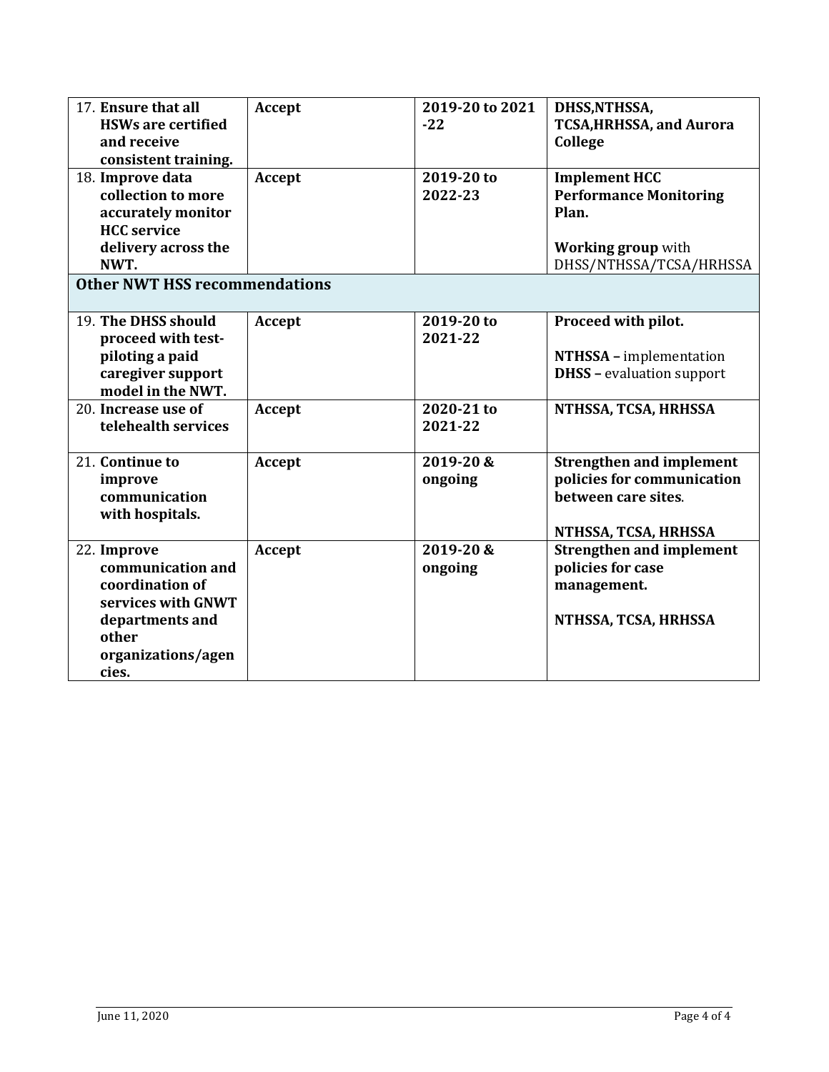| | | | |
|---|---|---|---|
| 17. **Ensure that all HSWs are certified and receive consistent training.** | **Accept** | **2019-20 to 2021 -22** | **DHSS,NTHSSA, TCSA,HRHSSA, and Aurora College** |
| 18. **Improve data collection to more accurately monitor HCC service delivery across the NWT.** | **Accept** | **2019-20 to 2022-23** | **Implement HCC Performance Monitoring Plan.**<br><br>**Working group** with DHSS/NTHSSA/TCSA/HRHSSA |
| **Other NWT HSS recommendations** | | | |
| 19. **The DHSS should proceed with test-piloting a paid caregiver support model in the NWT.** | **Accept** | **2019-20 to 2021-22** | **Proceed with pilot.**<br><br>**NTHSSA –** implementation<br>**DHSS –** evaluation support |
| 20. **Increase use of telehealth services** | **Accept** | **2020-21 to 2021-22** | **NTHSSA, TCSA, HRHSSA** |
| 21. **Continue to improve communication with hospitals.** | **Accept** | **2019-20 & ongoing** | **Strengthen and implement policies for communication between care sites.**<br><br>**NTHSSA, TCSA, HRHSSA** |
| 22. **Improve communication and coordination of services with GNWT departments and other organizations/agencies.** | **Accept** | **2019-20 & ongoing** | **Strengthen and implement policies for case management.**<br><br>**NTHSSA, TCSA, HRHSSA** |

June 11, 2020